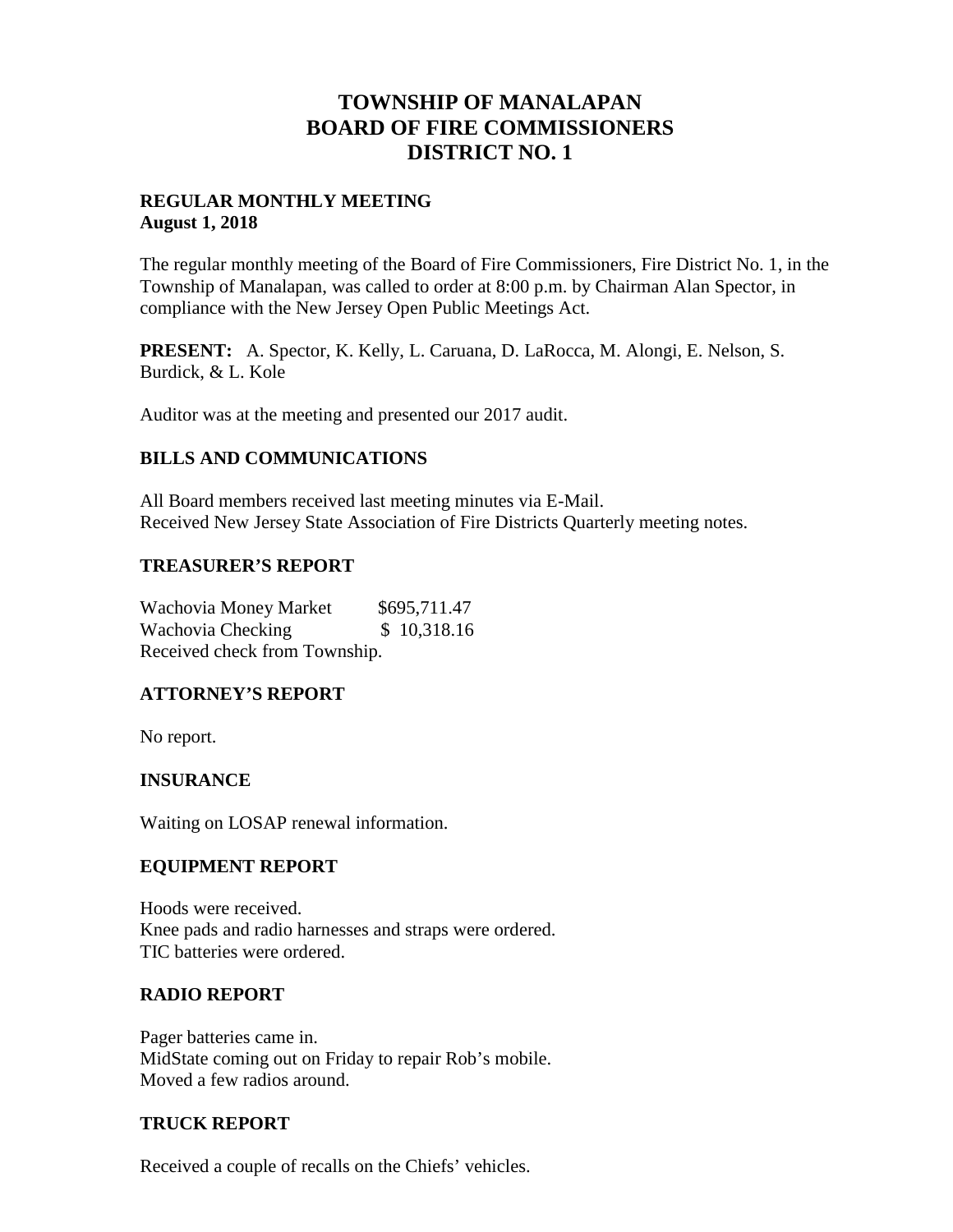# TOWNSHIP OF MANALAPAN
# BOARD OF FIRE COMMISSIONERS
# DISTRICT NO. 1

**REGULAR MONTHLY MEETING**
**August 1, 2018**

The regular monthly meeting of the Board of Fire Commissioners, Fire District No. 1, in the Township of Manalapan, was called to order at 8:00 p.m. by Chairman Alan Spector, in compliance with the New Jersey Open Public Meetings Act.

**PRESENT:** A. Spector, K. Kelly, L. Caruana, D. LaRocca, M. Alongi, E. Nelson, S. Burdick, & L. Kole

Auditor was at the meeting and presented our 2017 audit.

## BILLS AND COMMUNICATIONS

All Board members received last meeting minutes via E-Mail.
Received New Jersey State Association of Fire Districts Quarterly meeting notes.

## TREASURER'S REPORT

Wachovia Money Market $695,711.47
Wachovia Checking $ 10,318.16
Received check from Township.

## ATTORNEY'S REPORT

No report.

## INSURANCE

Waiting on LOSAP renewal information.

## EQUIPMENT REPORT

Hoods were received.
Knee pads and radio harnesses and straps were ordered.
TIC batteries were ordered.

## RADIO REPORT

Pager batteries came in.
MidState coming out on Friday to repair Rob's mobile.
Moved a few radios around.

## TRUCK REPORT

Received a couple of recalls on the Chiefs' vehicles.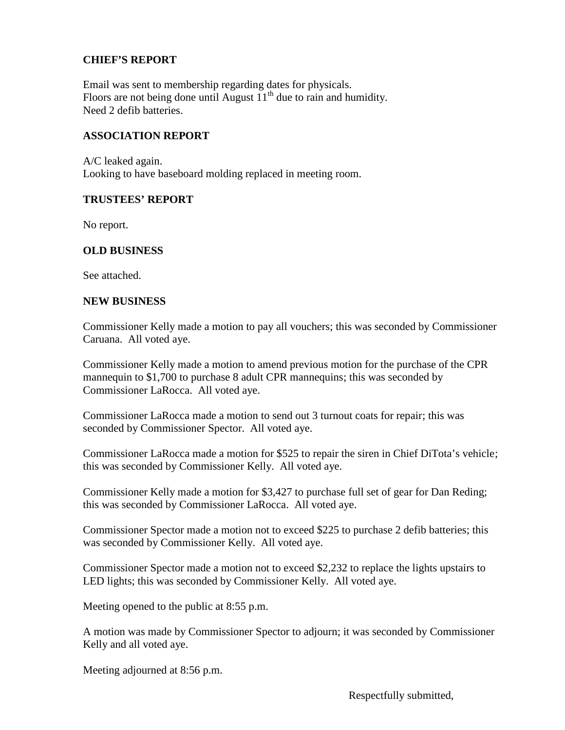### CHIEF'S REPORT

Email was sent to membership regarding dates for physicals.
Floors are not being done until August 11th due to rain and humidity.
Need 2 defib batteries.

### ASSOCIATION REPORT

A/C leaked again.
Looking to have baseboard molding replaced in meeting room.

### TRUSTEES' REPORT

No report.

### OLD BUSINESS

See attached.

### NEW BUSINESS

Commissioner Kelly made a motion to pay all vouchers; this was seconded by Commissioner Caruana. All voted aye.

Commissioner Kelly made a motion to amend previous motion for the purchase of the CPR mannequin to $1,700 to purchase 8 adult CPR mannequins; this was seconded by Commissioner LaRocca. All voted aye.

Commissioner LaRocca made a motion to send out 3 turnout coats for repair; this was seconded by Commissioner Spector. All voted aye.

Commissioner LaRocca made a motion for $525 to repair the siren in Chief DiTota's vehicle; this was seconded by Commissioner Kelly. All voted aye.

Commissioner Kelly made a motion for $3,427 to purchase full set of gear for Dan Reding; this was seconded by Commissioner LaRocca. All voted aye.

Commissioner Spector made a motion not to exceed $225 to purchase 2 defib batteries; this was seconded by Commissioner Kelly. All voted aye.

Commissioner Spector made a motion not to exceed $2,232 to replace the lights upstairs to LED lights; this was seconded by Commissioner Kelly. All voted aye.

Meeting opened to the public at 8:55 p.m.

A motion was made by Commissioner Spector to adjourn; it was seconded by Commissioner Kelly and all voted aye.

Meeting adjourned at 8:56 p.m.

Respectfully submitted,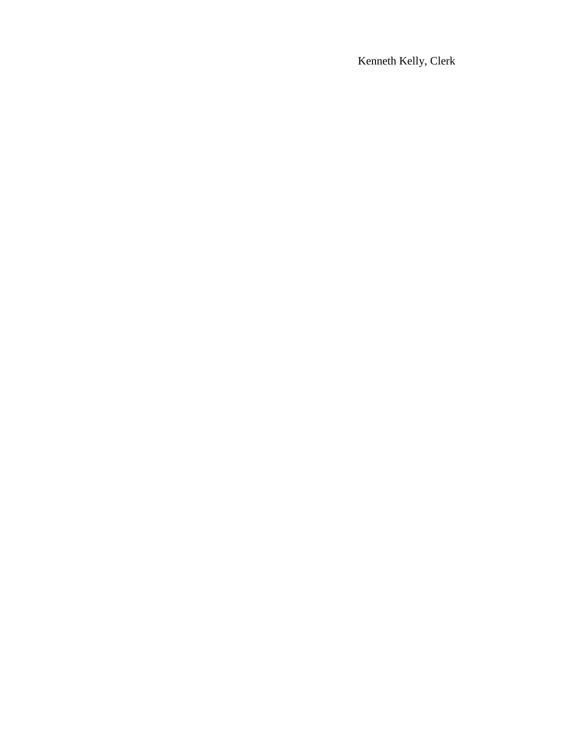Kenneth Kelly, Clerk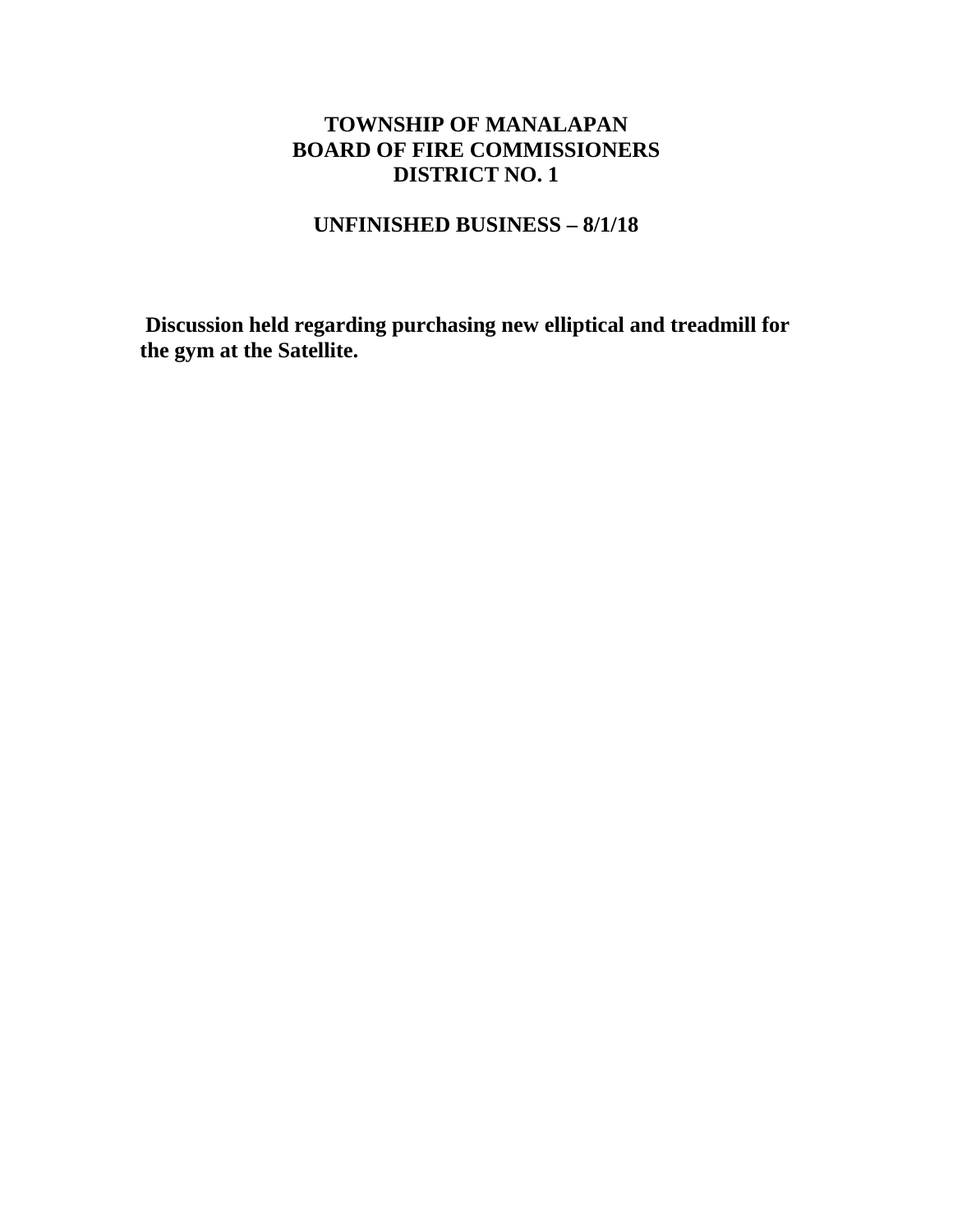**TOWNSHIP OF MANALAPAN**
**BOARD OF FIRE COMMISSIONERS**
**DISTRICT NO. 1**

**UNFINISHED BUSINESS – 8/1/18**

**Discussion held regarding purchasing new elliptical and treadmill for the gym at the Satellite.**